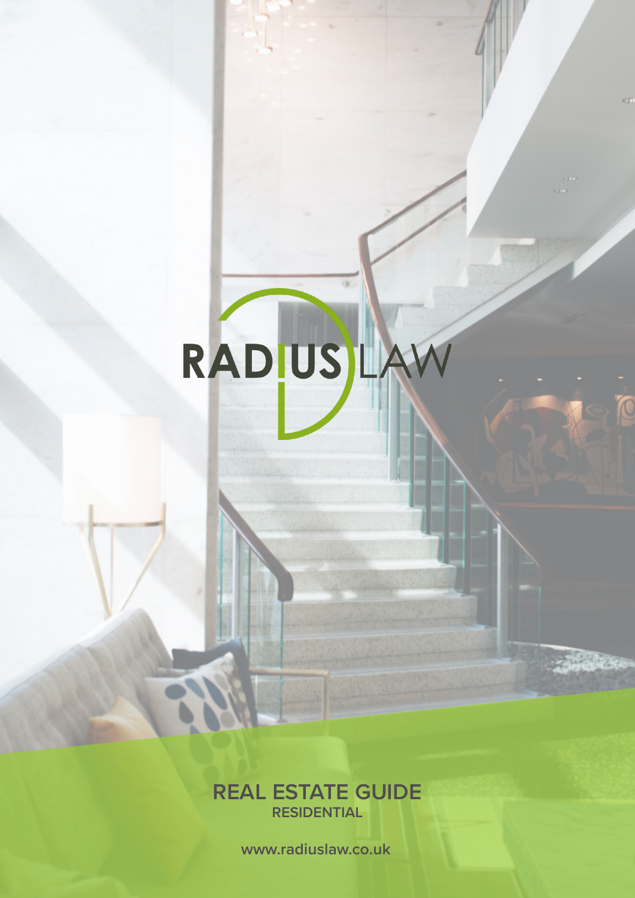RADIUS LAW

# REAL ESTATE GUIDE

## RESIDENTIAL

www.radiuslaw.co.uk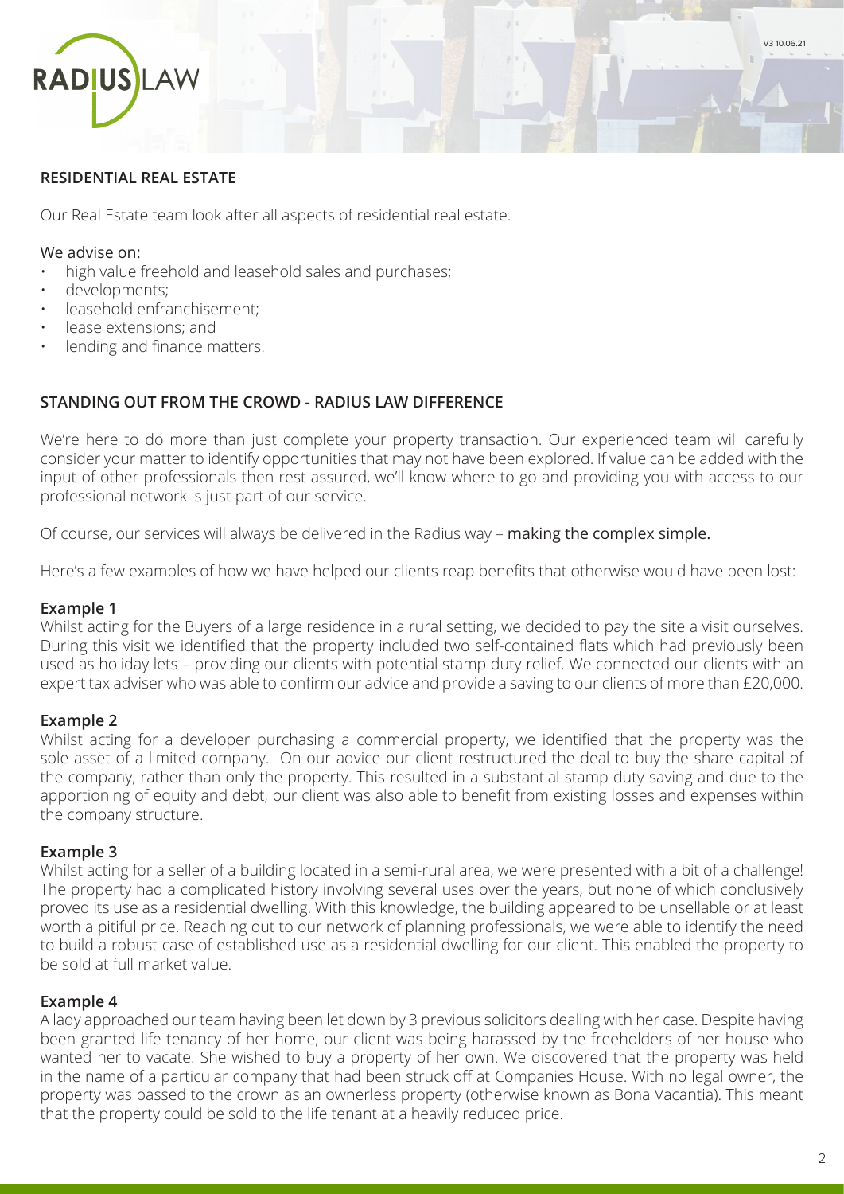## RESIDENTIAL REAL ESTATE

Our Real Estate team look after all aspects of residential real estate.

We advise on:

- high value freehold and leasehold sales and purchases;
- developments;
- leasehold enfranchisement;
- lease extensions; and
- lending and finance matters.

## STANDING OUT FROM THE CROWD - RADIUS LAW DIFFERENCE

We're here to do more than just complete your property transaction. Our experienced team will carefully consider your matter to identify opportunities that may not have been explored. If value can be added with the input of other professionals then rest assured, we'll know where to go and providing you with access to our professional network is just part of our service.

Of course, our services will always be delivered in the Radius way – making the complex simple.

Here's a few examples of how we have helped our clients reap benefits that otherwise would have been lost:

### Example 1

Whilst acting for the Buyers of a large residence in a rural setting, we decided to pay the site a visit ourselves. During this visit we identified that the property included two self-contained flats which had previously been used as holiday lets – providing our clients with potential stamp duty relief. We connected our clients with an expert tax adviser who was able to confirm our advice and provide a saving to our clients of more than £20,000.

### Example 2

Whilst acting for a developer purchasing a commercial property, we identified that the property was the sole asset of a limited company. On our advice our client restructured the deal to buy the share capital of the company, rather than only the property. This resulted in a substantial stamp duty saving and due to the apportioning of equity and debt, our client was also able to benefit from existing losses and expenses within the company structure.

### Example 3

Whilst acting for a seller of a building located in a semi-rural area, we were presented with a bit of a challenge! The property had a complicated history involving several uses over the years, but none of which conclusively proved its use as a residential dwelling. With this knowledge, the building appeared to be unsellable or at least worth a pitiful price. Reaching out to our network of planning professionals, we were able to identify the need to build a robust case of established use as a residential dwelling for our client. This enabled the property to be sold at full market value.

### Example 4

A lady approached our team having been let down by 3 previous solicitors dealing with her case. Despite having been granted life tenancy of her home, our client was being harassed by the freeholders of her house who wanted her to vacate. She wished to buy a property of her own. We discovered that the property was held in the name of a particular company that had been struck off at Companies House. With no legal owner, the property was passed to the crown as an ownerless property (otherwise known as Bona Vacantia). This meant that the property could be sold to the life tenant at a heavily reduced price.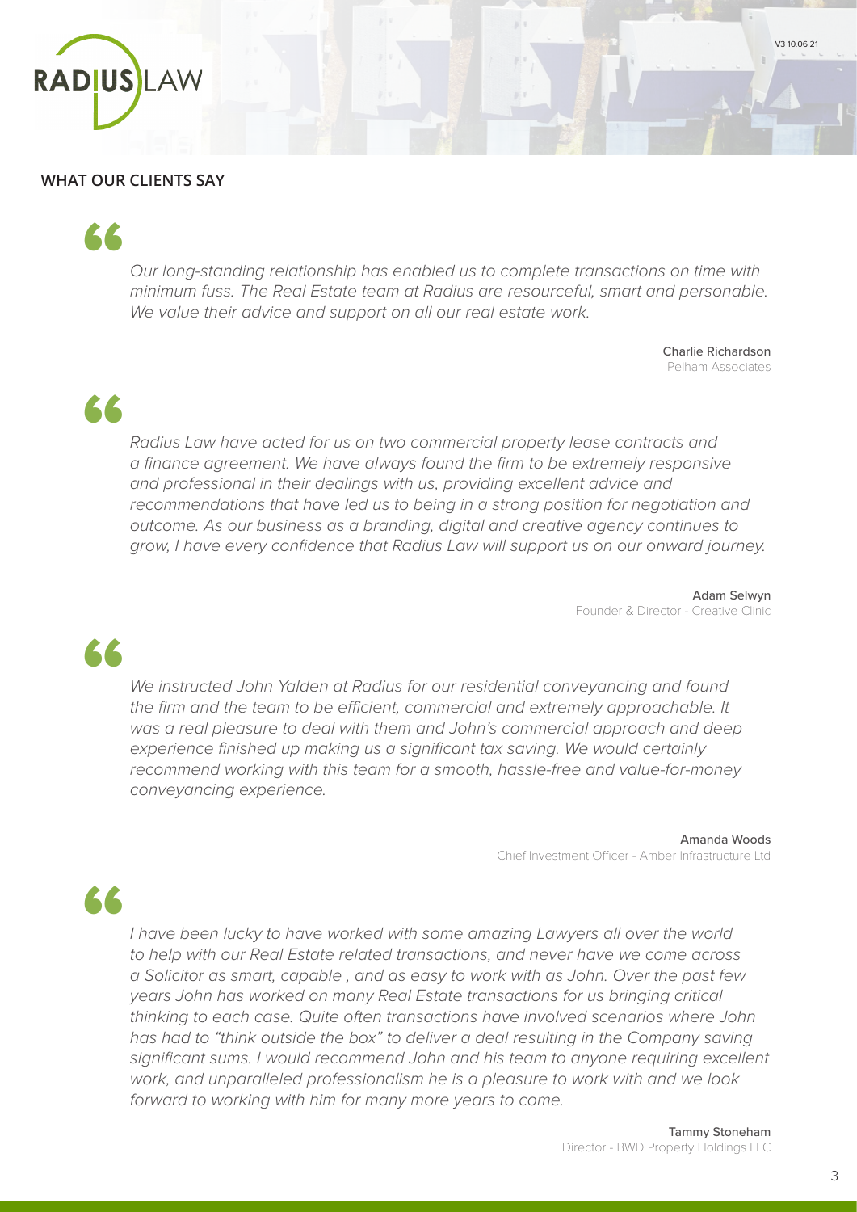## WHAT OUR CLIENTS SAY

> *Our long-standing relationship has enabled us to complete transactions on time with minimum fuss. The Real Estate team at Radius are resourceful, smart and personable. We value their advice and support on all our real estate work.*

**Charlie Richardson**
Pelham Associates

> *Radius Law have acted for us on two commercial property lease contracts and a finance agreement. We have always found the firm to be extremely responsive and professional in their dealings with us, providing excellent advice and recommendations that have led us to being in a strong position for negotiation and outcome. As our business as a branding, digital and creative agency continues to grow, I have every confidence that Radius Law will support us on our onward journey.*

**Adam Selwyn**
Founder & Director - Creative Clinic

> *We instructed John Yalden at Radius for our residential conveyancing and found the firm and the team to be efficient, commercial and extremely approachable. It was a real pleasure to deal with them and John's commercial approach and deep experience finished up making us a significant tax saving. We would certainly recommend working with this team for a smooth, hassle-free and value-for-money conveyancing experience.*

**Amanda Woods**
Chief Investment Officer - Amber Infrastructure Ltd

> *I have been lucky to have worked with some amazing Lawyers all over the world to help with our Real Estate related transactions, and never have we come across a Solicitor as smart, capable , and as easy to work with as John. Over the past few years John has worked on many Real Estate transactions for us bringing critical thinking to each case. Quite often transactions have involved scenarios where John has had to "think outside the box" to deliver a deal resulting in the Company saving significant sums. I would recommend John and his team to anyone requiring excellent work, and unparalleled professionalism he is a pleasure to work with and we look forward to working with him for many more years to come.*

**Tammy Stoneham**
Director - BWD Property Holdings LLC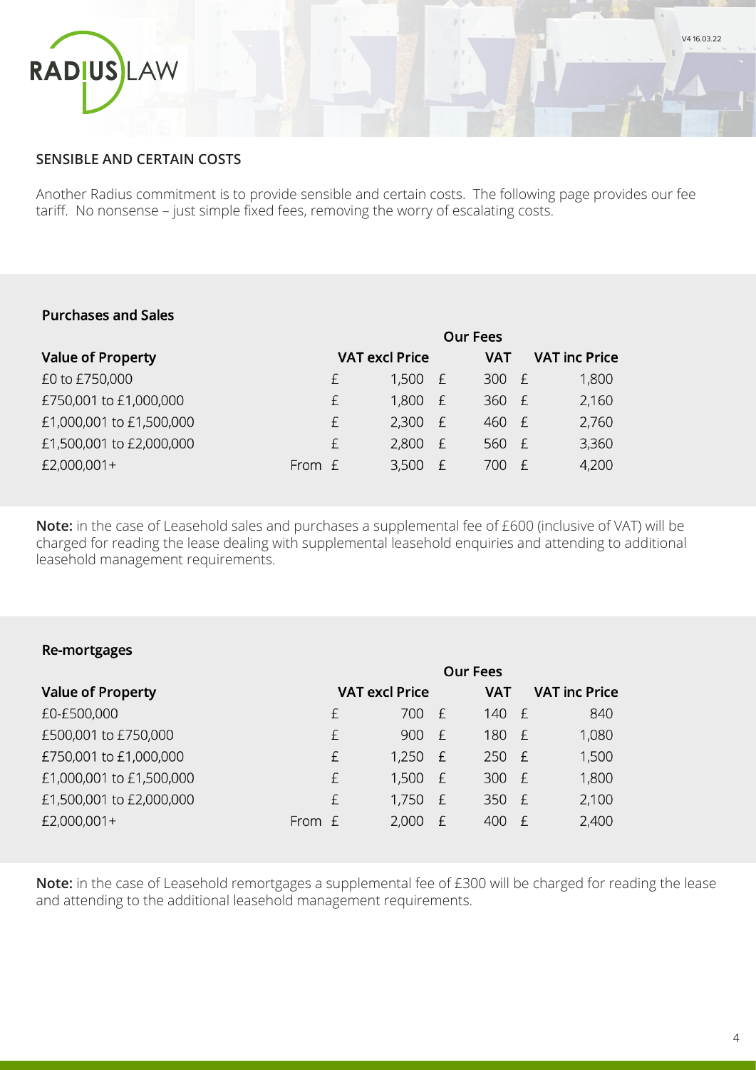## SENSIBLE AND CERTAIN COSTS

Another Radius commitment is to provide sensible and certain costs. The following page provides our fee tariff. No nonsense – just simple fixed fees, removing the worry of escalating costs.

### Purchases and Sales

| Value of Property | Our Fees | | |
|---|---|---|---|
| | VAT excl Price | VAT | VAT inc Price |
| £0 to £750,000 | £ 1,500 | £ 300 | £ 1,800 |
| £750,001 to £1,000,000 | £ 1,800 | £ 360 | £ 2,160 |
| £1,000,001 to £1,500,000 | £ 2,300 | £ 460 | £ 2,760 |
| £1,500,001 to £2,000,000 | £ 2,800 | £ 560 | £ 3,360 |
| £2,000,001+ | From £ 3,500 | £ 700 | £ 4,200 |

**Note:** in the case of Leasehold sales and purchases a supplemental fee of £600 (inclusive of VAT) will be charged for reading the lease dealing with supplemental leasehold enquiries and attending to additional leasehold management requirements.

### Re-mortgages

| Value of Property | Our Fees | | |
|---|---|---|---|
| | VAT excl Price | VAT | VAT inc Price |
| £0-£500,000 | £ 700 | £ 140 | £ 840 |
| £500,001 to £750,000 | £ 900 | £ 180 | £ 1,080 |
| £750,001 to £1,000,000 | £ 1,250 | £ 250 | £ 1,500 |
| £1,000,001 to £1,500,000 | £ 1,500 | £ 300 | £ 1,800 |
| £1,500,001 to £2,000,000 | £ 1,750 | £ 350 | £ 2,100 |
| £2,000,001+ | From £ 2,000 | £ 400 | £ 2,400 |

**Note:** in the case of Leasehold remortgages a supplemental fee of £300 will be charged for reading the lease and attending to the additional leasehold management requirements.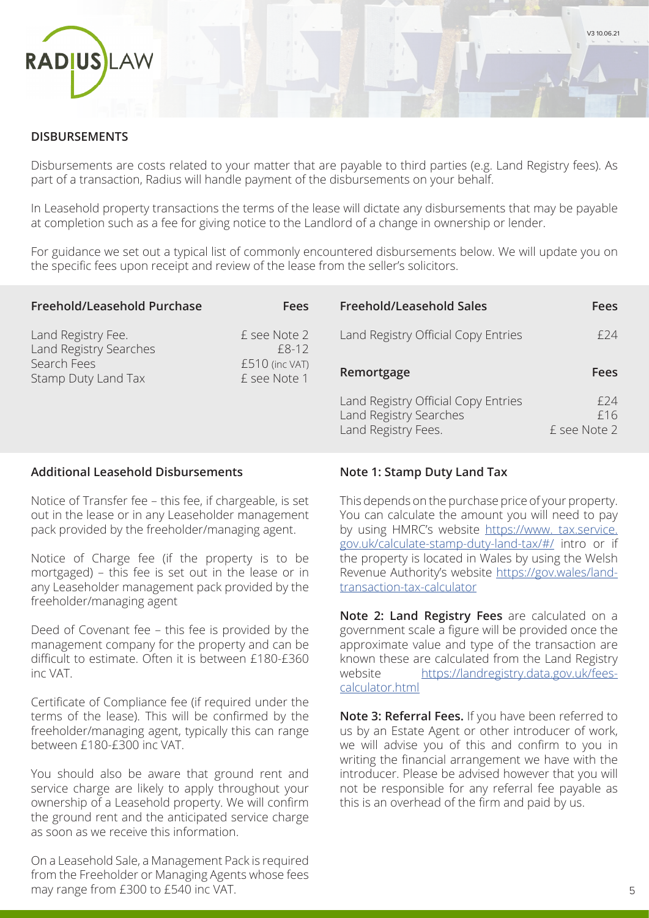## DISBURSEMENTS

Disbursements are costs related to your matter that are payable to third parties (e.g. Land Registry fees). As part of a transaction, Radius will handle payment of the disbursements on your behalf.

In Leasehold property transactions the terms of the lease will dictate any disbursements that may be payable at completion such as a fee for giving notice to the Landlord of a change in ownership or lender.

For guidance we set out a typical list of commonly encountered disbursements below. We will update you on the specific fees upon receipt and review of the lease from the seller's solicitors.

| Freehold/Leasehold Purchase | Fees |
|---|---|
| Land Registry Fee. | £ see Note 2 |
| Land Registry Searches | £8-12 |
| Search Fees | £510 (inc VAT) |
| Stamp Duty Land Tax | £ see Note 1 |

| Freehold/Leasehold Sales | Fees |
|---|---|
| Land Registry Official Copy Entries | £24 |

| Remortgage | Fees |
|---|---|
| Land Registry Official Copy Entries | £24 |
| Land Registry Searches | £16 |
| Land Registry Fees. | £ see Note 2 |

### Additional Leasehold Disbursements

Notice of Transfer fee – this fee, if chargeable, is set out in the lease or in any Leaseholder management pack provided by the freeholder/managing agent.

Notice of Charge fee (if the property is to be mortgaged) – this fee is set out in the lease or in any Leaseholder management pack provided by the freeholder/managing agent

Deed of Covenant fee – this fee is provided by the management company for the property and can be difficult to estimate. Often it is between £180-£360 inc VAT.

Certificate of Compliance fee (if required under the terms of the lease). This will be confirmed by the freeholder/managing agent, typically this can range between £180-£300 inc VAT.

You should also be aware that ground rent and service charge are likely to apply throughout your ownership of a Leasehold property. We will confirm the ground rent and the anticipated service charge as soon as we receive this information.

On a Leasehold Sale, a Management Pack is required from the Freeholder or Managing Agents whose fees may range from £300 to £540 inc VAT.

### Note 1: Stamp Duty Land Tax

This depends on the purchase price of your property. You can calculate the amount you will need to pay by using HMRC's website https://www. tax.service.gov.uk/calculate-stamp-duty-land-tax/#/ intro or if the property is located in Wales by using the Welsh Revenue Authority's website https://gov.wales/land-transaction-tax-calculator

**Note 2: Land Registry Fees** are calculated on a government scale a figure will be provided once the approximate value and type of the transaction are known these are calculated from the Land Registry website https://landregistry.data.gov.uk/fees-calculator.html

**Note 3: Referral Fees.** If you have been referred to us by an Estate Agent or other introducer of work, we will advise you of this and confirm to you in writing the financial arrangement we have with the introducer. Please be advised however that you will not be responsible for any referral fee payable as this is an overhead of the firm and paid by us.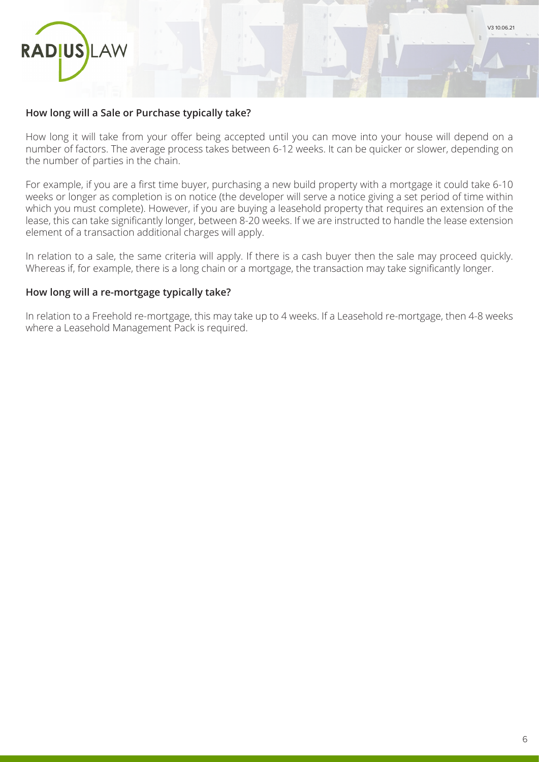### How long will a Sale or Purchase typically take?

How long it will take from your offer being accepted until you can move into your house will depend on a number of factors. The average process takes between 6-12 weeks. It can be quicker or slower, depending on the number of parties in the chain.

For example, if you are a first time buyer, purchasing a new build property with a mortgage it could take 6-10 weeks or longer as completion is on notice (the developer will serve a notice giving a set period of time within which you must complete). However, if you are buying a leasehold property that requires an extension of the lease, this can take significantly longer, between 8-20 weeks. If we are instructed to handle the lease extension element of a transaction additional charges will apply.

In relation to a sale, the same criteria will apply. If there is a cash buyer then the sale may proceed quickly. Whereas if, for example, there is a long chain or a mortgage, the transaction may take significantly longer.

### How long will a re-mortgage typically take?

In relation to a Freehold re-mortgage, this may take up to 4 weeks. If a Leasehold re-mortgage, then 4-8 weeks where a Leasehold Management Pack is required.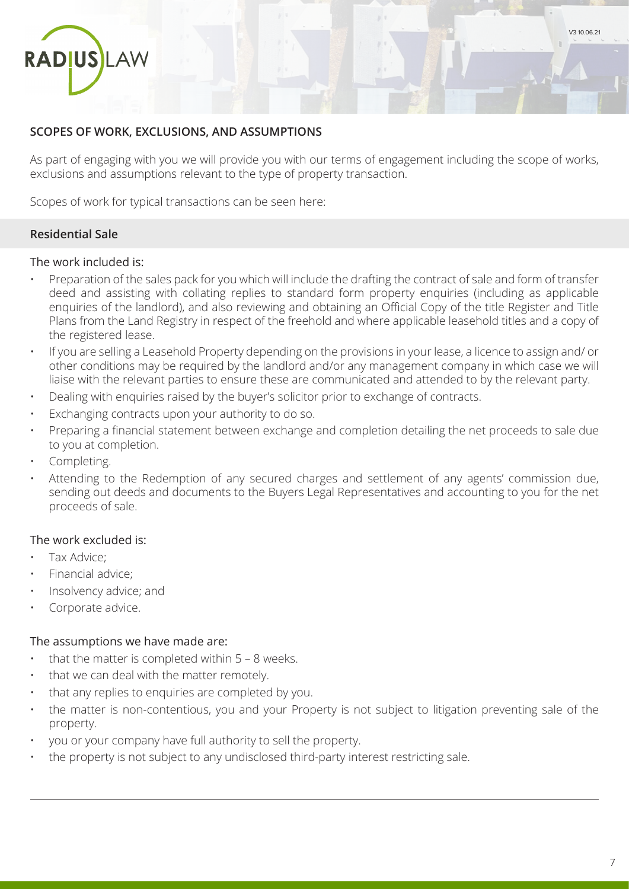## SCOPES OF WORK, EXCLUSIONS, AND ASSUMPTIONS

As part of engaging with you we will provide you with our terms of engagement including the scope of works, exclusions and assumptions relevant to the type of property transaction.

Scopes of work for typical transactions can be seen here:

### Residential Sale

The work included is:

- Preparation of the sales pack for you which will include the drafting the contract of sale and form of transfer deed and assisting with collating replies to standard form property enquiries (including as applicable enquiries of the landlord), and also reviewing and obtaining an Official Copy of the title Register and Title Plans from the Land Registry in respect of the freehold and where applicable leasehold titles and a copy of the registered lease.
- If you are selling a Leasehold Property depending on the provisions in your lease, a licence to assign and/ or other conditions may be required by the landlord and/or any management company in which case we will liaise with the relevant parties to ensure these are communicated and attended to by the relevant party.
- Dealing with enquiries raised by the buyer's solicitor prior to exchange of contracts.
- Exchanging contracts upon your authority to do so.
- Preparing a financial statement between exchange and completion detailing the net proceeds to sale due to you at completion.
- Completing.
- Attending to the Redemption of any secured charges and settlement of any agents' commission due, sending out deeds and documents to the Buyers Legal Representatives and accounting to you for the net proceeds of sale.

The work excluded is:

- Tax Advice;
- Financial advice;
- Insolvency advice; and
- Corporate advice.

The assumptions we have made are:

- that the matter is completed within 5 – 8 weeks.
- that we can deal with the matter remotely.
- that any replies to enquiries are completed by you.
- the matter is non-contentious, you and your Property is not subject to litigation preventing sale of the property.
- you or your company have full authority to sell the property.
- the property is not subject to any undisclosed third-party interest restricting sale.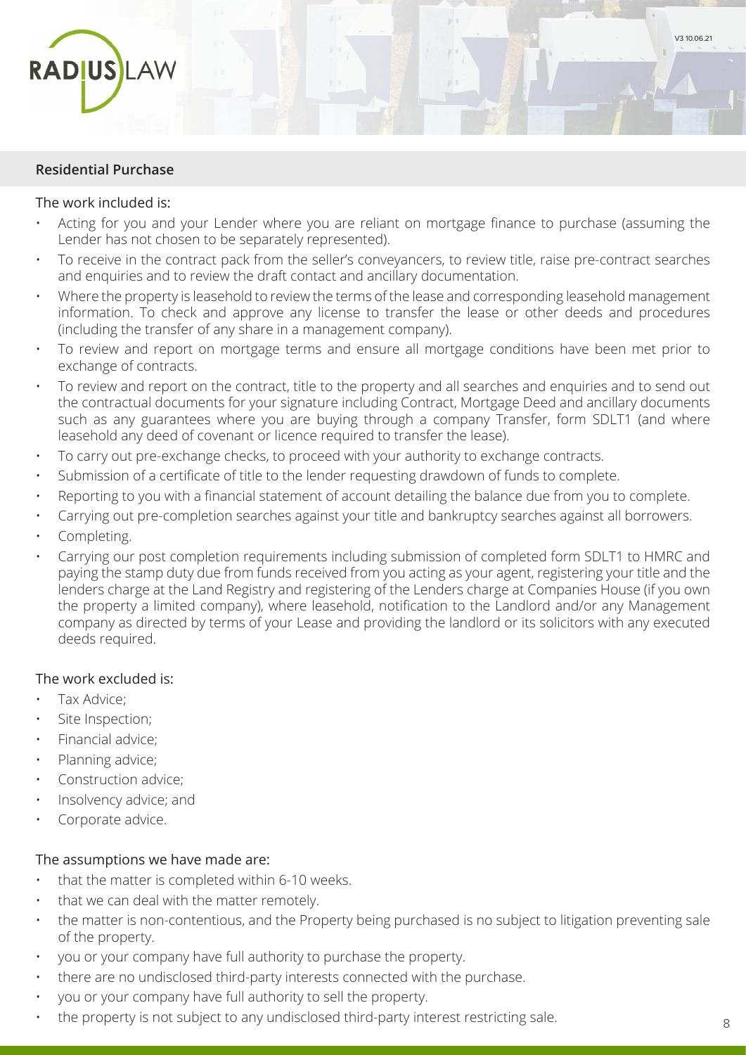## Residential Purchase

### The work included is:

- Acting for you and your Lender where you are reliant on mortgage finance to purchase (assuming the Lender has not chosen to be separately represented).
- To receive in the contract pack from the seller's conveyancers, to review title, raise pre-contract searches and enquiries and to review the draft contact and ancillary documentation.
- Where the property is leasehold to review the terms of the lease and corresponding leasehold management information. To check and approve any license to transfer the lease or other deeds and procedures (including the transfer of any share in a management company).
- To review and report on mortgage terms and ensure all mortgage conditions have been met prior to exchange of contracts.
- To review and report on the contract, title to the property and all searches and enquiries and to send out the contractual documents for your signature including Contract, Mortgage Deed and ancillary documents such as any guarantees where you are buying through a company Transfer, form SDLT1 (and where leasehold any deed of covenant or licence required to transfer the lease).
- To carry out pre-exchange checks, to proceed with your authority to exchange contracts.
- Submission of a certificate of title to the lender requesting drawdown of funds to complete.
- Reporting to you with a financial statement of account detailing the balance due from you to complete.
- Carrying out pre-completion searches against your title and bankruptcy searches against all borrowers.
- Completing.
- Carrying our post completion requirements including submission of completed form SDLT1 to HMRC and paying the stamp duty due from funds received from you acting as your agent, registering your title and the lenders charge at the Land Registry and registering of the Lenders charge at Companies House (if you own the property a limited company), where leasehold, notification to the Landlord and/or any Management company as directed by terms of your Lease and providing the landlord or its solicitors with any executed deeds required.

### The work excluded is:

- Tax Advice;
- Site Inspection;
- Financial advice;
- Planning advice;
- Construction advice;
- Insolvency advice; and
- Corporate advice.

### The assumptions we have made are:

- that the matter is completed within 6-10 weeks.
- that we can deal with the matter remotely.
- the matter is non-contentious, and the Property being purchased is no subject to litigation preventing sale of the property.
- you or your company have full authority to purchase the property.
- there are no undisclosed third-party interests connected with the purchase.
- you or your company have full authority to sell the property.
- the property is not subject to any undisclosed third-party interest restricting sale.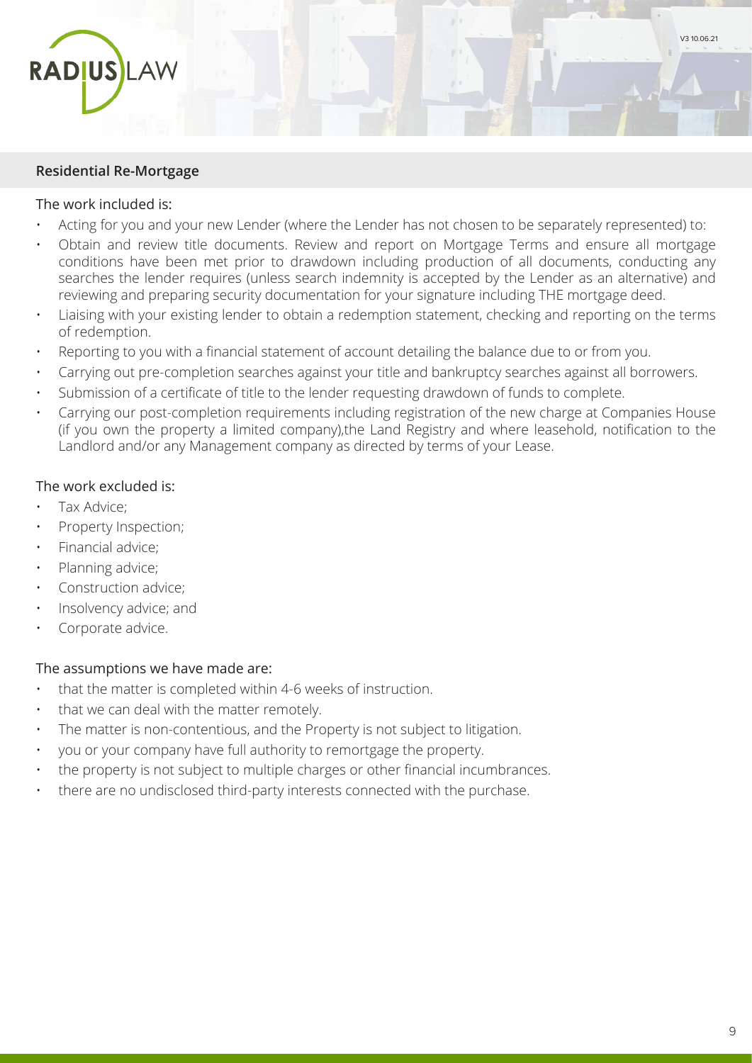## Residential Re-Mortgage

### The work included is:

- Acting for you and your new Lender (where the Lender has not chosen to be separately represented) to:
- Obtain and review title documents. Review and report on Mortgage Terms and ensure all mortgage conditions have been met prior to drawdown including production of all documents, conducting any searches the lender requires (unless search indemnity is accepted by the Lender as an alternative) and reviewing and preparing security documentation for your signature including THE mortgage deed.
- Liaising with your existing lender to obtain a redemption statement, checking and reporting on the terms of redemption.
- Reporting to you with a financial statement of account detailing the balance due to or from you.
- Carrying out pre-completion searches against your title and bankruptcy searches against all borrowers.
- Submission of a certificate of title to the lender requesting drawdown of funds to complete.
- Carrying our post-completion requirements including registration of the new charge at Companies House (if you own the property a limited company),the Land Registry and where leasehold, notification to the Landlord and/or any Management company as directed by terms of your Lease.

### The work excluded is:

- Tax Advice;
- Property Inspection;
- Financial advice;
- Planning advice;
- Construction advice;
- Insolvency advice; and
- Corporate advice.

### The assumptions we have made are:

- that the matter is completed within 4-6 weeks of instruction.
- that we can deal with the matter remotely.
- The matter is non-contentious, and the Property is not subject to litigation.
- you or your company have full authority to remortgage the property.
- the property is not subject to multiple charges or other financial incumbrances.
- there are no undisclosed third-party interests connected with the purchase.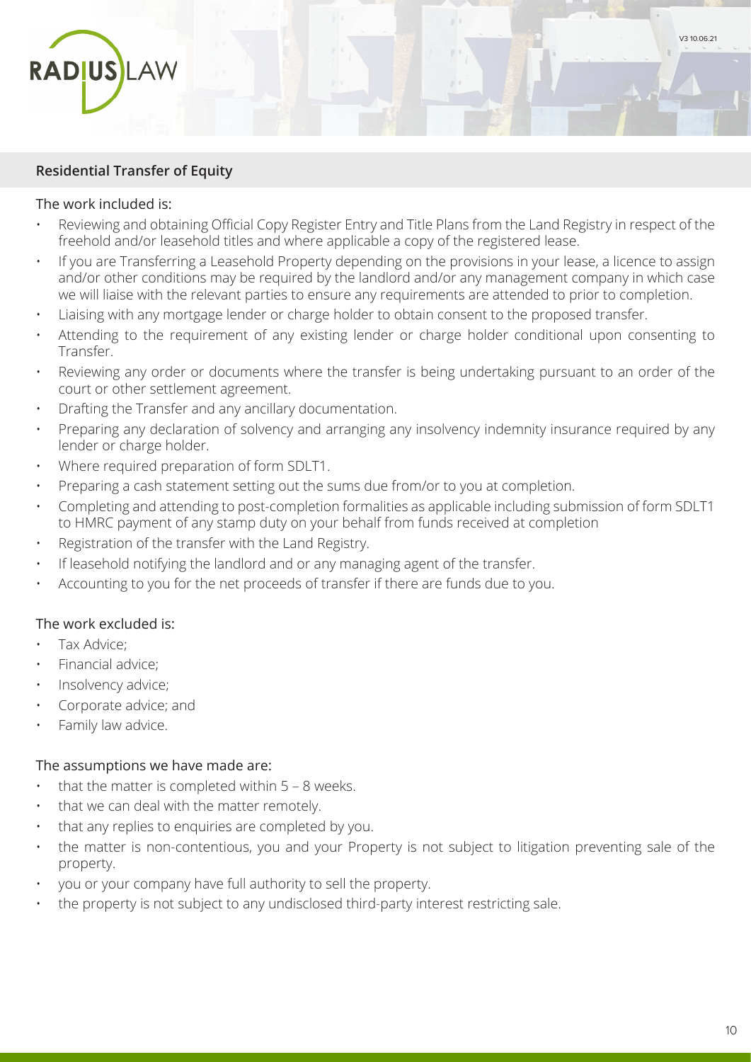## Residential Transfer of Equity

The work included is:

- Reviewing and obtaining Official Copy Register Entry and Title Plans from the Land Registry in respect of the freehold and/or leasehold titles and where applicable a copy of the registered lease.
- If you are Transferring a Leasehold Property depending on the provisions in your lease, a licence to assign and/or other conditions may be required by the landlord and/or any management company in which case we will liaise with the relevant parties to ensure any requirements are attended to prior to completion.
- Liaising with any mortgage lender or charge holder to obtain consent to the proposed transfer.
- Attending to the requirement of any existing lender or charge holder conditional upon consenting to Transfer.
- Reviewing any order or documents where the transfer is being undertaking pursuant to an order of the court or other settlement agreement.
- Drafting the Transfer and any ancillary documentation.
- Preparing any declaration of solvency and arranging any insolvency indemnity insurance required by any lender or charge holder.
- Where required preparation of form SDLT1.
- Preparing a cash statement setting out the sums due from/or to you at completion.
- Completing and attending to post-completion formalities as applicable including submission of form SDLT1 to HMRC payment of any stamp duty on your behalf from funds received at completion
- Registration of the transfer with the Land Registry.
- If leasehold notifying the landlord and or any managing agent of the transfer.
- Accounting to you for the net proceeds of transfer if there are funds due to you.

The work excluded is:

- Tax Advice;
- Financial advice;
- Insolvency advice;
- Corporate advice; and
- Family law advice.

The assumptions we have made are:

- that the matter is completed within 5 – 8 weeks.
- that we can deal with the matter remotely.
- that any replies to enquiries are completed by you.
- the matter is non-contentious, you and your Property is not subject to litigation preventing sale of the property.
- you or your company have full authority to sell the property.
- the property is not subject to any undisclosed third-party interest restricting sale.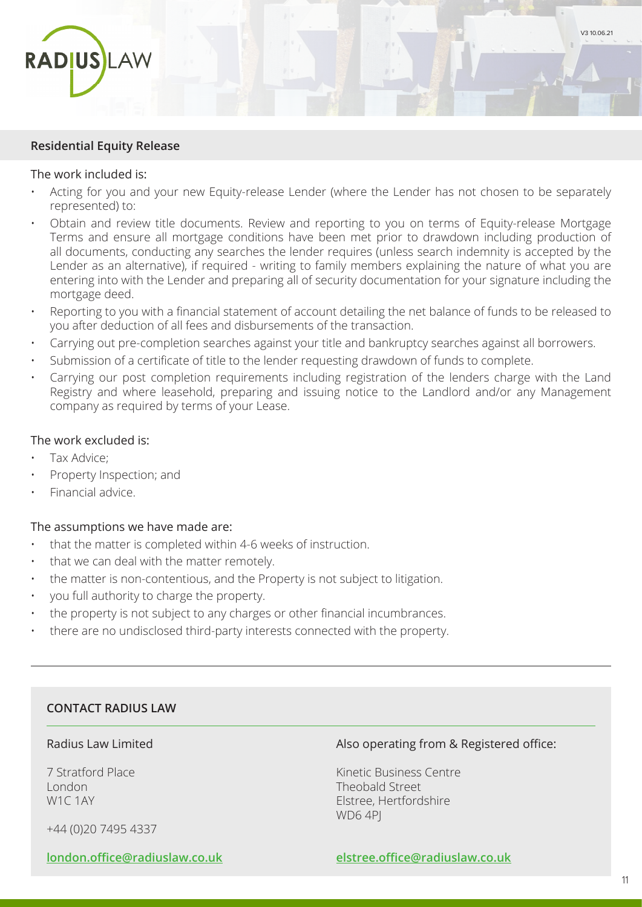## Residential Equity Release

The work included is:

- Acting for you and your new Equity-release Lender (where the Lender has not chosen to be separately represented) to:
- Obtain and review title documents. Review and reporting to you on terms of Equity-release Mortgage Terms and ensure all mortgage conditions have been met prior to drawdown including production of all documents, conducting any searches the lender requires (unless search indemnity is accepted by the Lender as an alternative), if required - writing to family members explaining the nature of what you are entering into with the Lender and preparing all of security documentation for your signature including the mortgage deed.
- Reporting to you with a financial statement of account detailing the net balance of funds to be released to you after deduction of all fees and disbursements of the transaction.
- Carrying out pre-completion searches against your title and bankruptcy searches against all borrowers.
- Submission of a certificate of title to the lender requesting drawdown of funds to complete.
- Carrying our post completion requirements including registration of the lenders charge with the Land Registry and where leasehold, preparing and issuing notice to the Landlord and/or any Management company as required by terms of your Lease.

The work excluded is:

- Tax Advice;
- Property Inspection; and
- Financial advice.

The assumptions we have made are:

- that the matter is completed within 4-6 weeks of instruction.
- that we can deal with the matter remotely.
- the matter is non-contentious, and the Property is not subject to litigation.
- you full authority to charge the property.
- the property is not subject to any charges or other financial incumbrances.
- there are no undisclosed third-party interests connected with the property.

---

### CONTACT RADIUS LAW

Radius Law Limited

7 Stratford Place
London
W1C 1AY

+44 (0)20 7495 4337

**london.office@radiuslaw.co.uk**

Also operating from & Registered office:

Kinetic Business Centre
Theobald Street
Elstree, Hertfordshire
WD6 4PJ

**elstree.office@radiuslaw.co.uk**